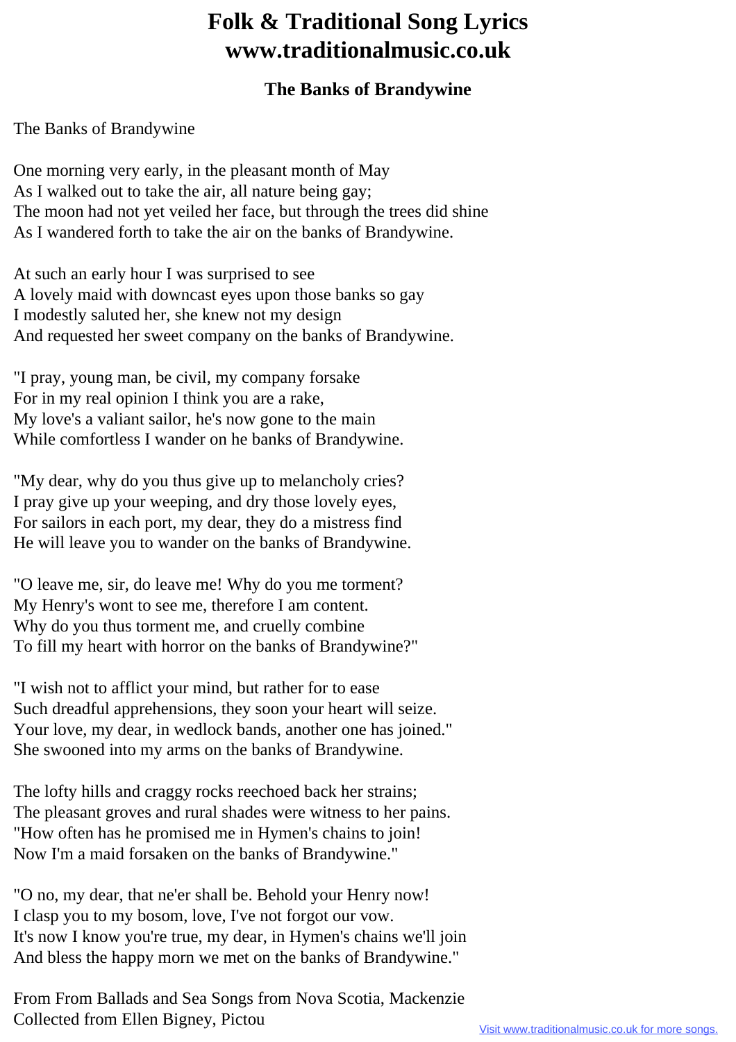# Folk & Traditional Song Lyrics
# www.traditionalmusic.co.uk

### The Banks of Brandywine

The Banks of Brandywine

One morning very early, in the pleasant month of May
As I walked out to take the air, all nature being gay;
The moon had not yet veiled her face, but through the trees did shine
As I wandered forth to take the air on the banks of Brandywine.

At such an early hour I was surprised to see
A lovely maid with downcast eyes upon those banks so gay
I modestly saluted her, she knew not my design
And requested her sweet company on the banks of Brandywine.

"I pray, young man, be civil, my company forsake
For in my real opinion I think you are a rake,
My love's a valiant sailor, he's now gone to the main
While comfortless I wander on he banks of Brandywine.

"My dear, why do you thus give up to melancholy cries?
I pray give up your weeping, and dry those lovely eyes,
For sailors in each port, my dear, they do a mistress find
He will leave you to wander on the banks of Brandywine.

"O leave me, sir, do leave me! Why do you me torment?
My Henry's wont to see me, therefore I am content.
Why do you thus torment me, and cruelly combine
To fill my heart with horror on the banks of Brandywine?"

"I wish not to afflict your mind, but rather for to ease
Such dreadful apprehensions, they soon your heart will seize.
Your love, my dear, in wedlock bands, another one has joined."
She swooned into my arms on the banks of Brandywine.

The lofty hills and craggy rocks reechoed back her strains;
The pleasant groves and rural shades were witness to her pains.
"How often has he promised me in Hymen's chains to join!
Now I'm a maid forsaken on the banks of Brandywine."

"O no, my dear, that ne'er shall be. Behold your Henry now!
I clasp you to my bosom, love, I've not forgot our vow.
It's now I know you're true, my dear, in Hymen's chains we'll join
And bless the happy morn we met on the banks of Brandywine."

From From Ballads and Sea Songs from Nova Scotia, Mackenzie
Collected from Ellen Bigney, Pictou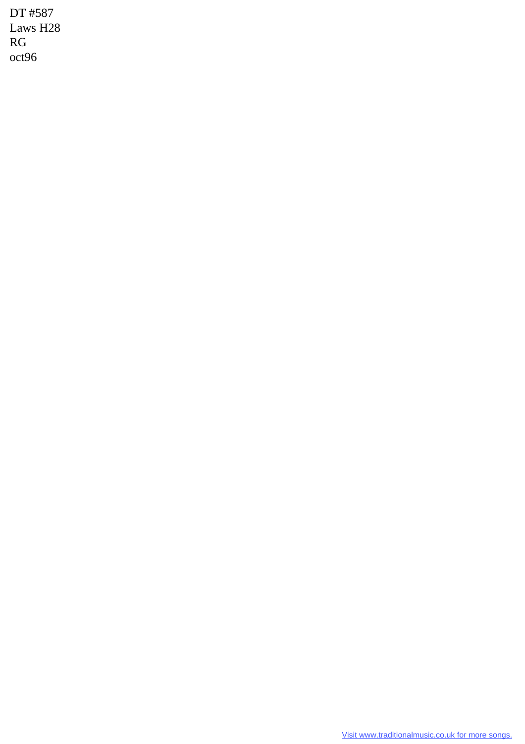DT #587
Laws H28
RG
oct96